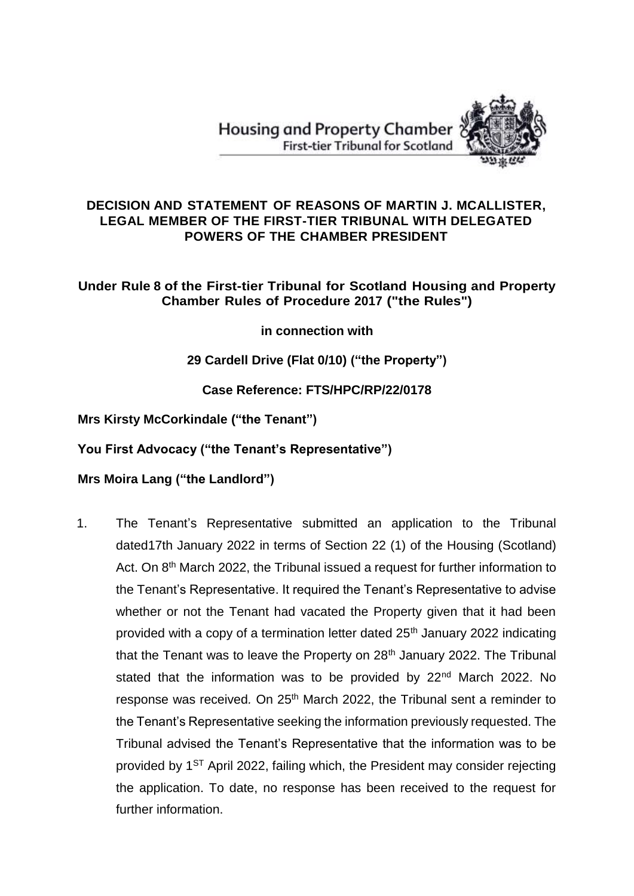Housing and Property Chamber
First-tier Tribunal for Scotland

**DECISION AND STATEMENT OF REASONS OF MARTIN J. MCALLISTER, LEGAL MEMBER OF THE FIRST-TIER TRIBUNAL WITH DELEGATED POWERS OF THE CHAMBER PRESIDENT**

**Under Rule 8 of the First-tier Tribunal for Scotland Housing and Property Chamber Rules of Procedure 2017 ("the Rules")**

**in connection with**

**29 Cardell Drive (Flat 0/10) ("the Property")**

**Case Reference: FTS/HPC/RP/22/0178**

**Mrs Kirsty McCorkindale ("the Tenant")**

**You First Advocacy ("the Tenant's Representative")**

**Mrs Moira Lang ("the Landlord")**

1. The Tenant's Representative submitted an application to the Tribunal dated17th January 2022 in terms of Section 22 (1) of the Housing (Scotland) Act. On 8th March 2022, the Tribunal issued a request for further information to the Tenant's Representative. It required the Tenant's Representative to advise whether or not the Tenant had vacated the Property given that it had been provided with a copy of a termination letter dated 25th January 2022 indicating that the Tenant was to leave the Property on 28th January 2022. The Tribunal stated that the information was to be provided by 22nd March 2022. No response was received. On 25th March 2022, the Tribunal sent a reminder to the Tenant's Representative seeking the information previously requested. The Tribunal advised the Tenant's Representative that the information was to be provided by 1ST April 2022, failing which, the President may consider rejecting the application. To date, no response has been received to the request for further information.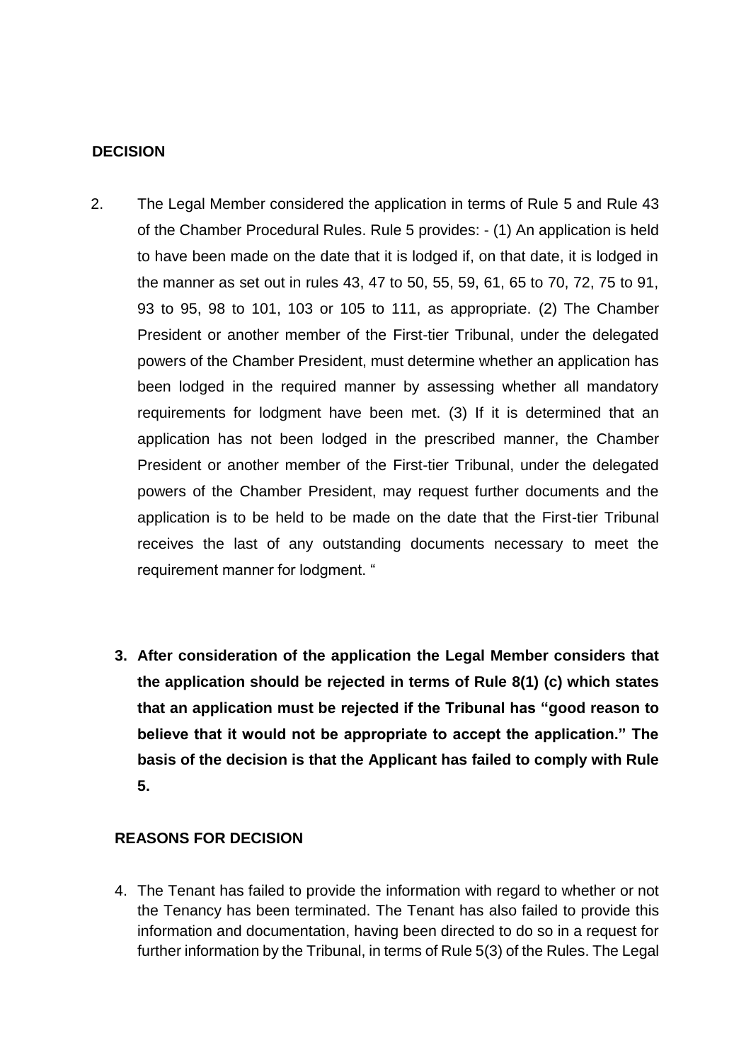**DECISION**

2. The Legal Member considered the application in terms of Rule 5 and Rule 43 of the Chamber Procedural Rules. Rule 5 provides: - (1) An application is held to have been made on the date that it is lodged if, on that date, it is lodged in the manner as set out in rules 43, 47 to 50, 55, 59, 61, 65 to 70, 72, 75 to 91, 93 to 95, 98 to 101, 103 or 105 to 111, as appropriate. (2) The Chamber President or another member of the First-tier Tribunal, under the delegated powers of the Chamber President, must determine whether an application has been lodged in the required manner by assessing whether all mandatory requirements for lodgment have been met. (3) If it is determined that an application has not been lodged in the prescribed manner, the Chamber President or another member of the First-tier Tribunal, under the delegated powers of the Chamber President, may request further documents and the application is to be held to be made on the date that the First-tier Tribunal receives the last of any outstanding documents necessary to meet the requirement manner for lodgment. "

3. **After consideration of the application the Legal Member considers that the application should be rejected in terms of Rule 8(1) (c) which states that an application must be rejected if the Tribunal has "good reason to believe that it would not be appropriate to accept the application." The basis of the decision is that the Applicant has failed to comply with Rule 5.**

**REASONS FOR DECISION**

4. The Tenant has failed to provide the information with regard to whether or not the Tenancy has been terminated. The Tenant has also failed to provide this information and documentation, having been directed to do so in a request for further information by the Tribunal, in terms of Rule 5(3) of the Rules. The Legal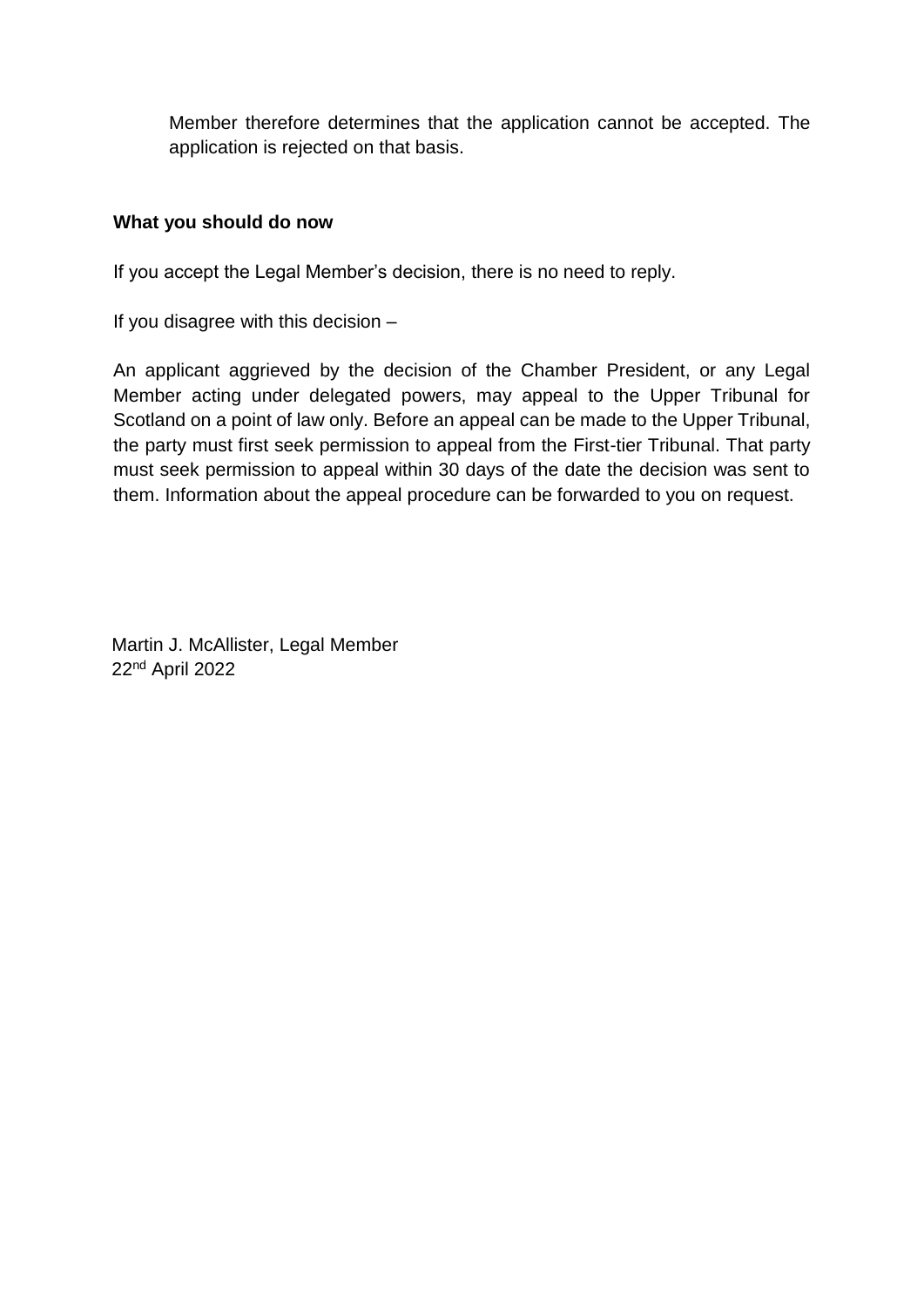Member therefore determines that the application cannot be accepted. The application is rejected on that basis.

**What you should do now**

If you accept the Legal Member's decision, there is no need to reply.

If you disagree with this decision –

An applicant aggrieved by the decision of the Chamber President, or any Legal Member acting under delegated powers, may appeal to the Upper Tribunal for Scotland on a point of law only. Before an appeal can be made to the Upper Tribunal, the party must first seek permission to appeal from the First-tier Tribunal. That party must seek permission to appeal within 30 days of the date the decision was sent to them. Information about the appeal procedure can be forwarded to you on request.

Martin J. McAllister, Legal Member
22nd April 2022